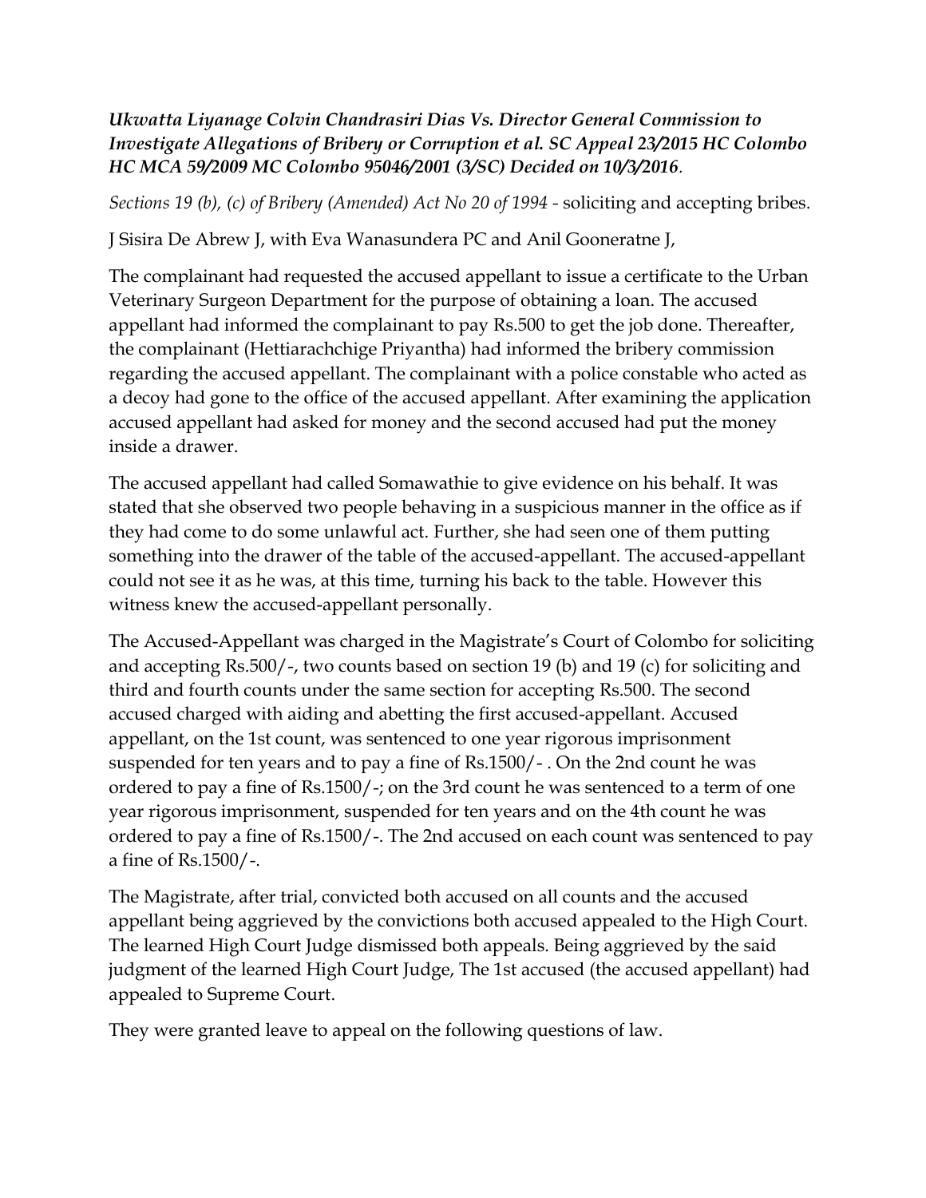***Ukwatta Liyanage Colvin Chandrasiri Dias Vs. Director General Commission to Investigate Allegations of Bribery or Corruption et al. SC Appeal 23/2015 HC Colombo HC MCA 59/2009 MC Colombo 95046/2001 (3/SC) Decided on 10/3/2016*.**

*Sections 19 (b), (c) of Bribery (Amended) Act No 20 of 1994 -* soliciting and accepting bribes.

J Sisira De Abrew J, with Eva Wanasundera PC and Anil Gooneratne J,

The complainant had requested the accused appellant to issue a certificate to the Urban Veterinary Surgeon Department for the purpose of obtaining a loan. The accused appellant had informed the complainant to pay Rs.500 to get the job done. Thereafter, the complainant (Hettiarachchige Priyantha) had informed the bribery commission regarding the accused appellant. The complainant with a police constable who acted as a decoy had gone to the office of the accused appellant. After examining the application accused appellant had asked for money and the second accused had put the money inside a drawer.

The accused appellant had called Somawathie to give evidence on his behalf. It was stated that she observed two people behaving in a suspicious manner in the office as if they had come to do some unlawful act. Further, she had seen one of them putting something into the drawer of the table of the accused-appellant. The accused-appellant could not see it as he was, at this time, turning his back to the table. However this witness knew the accused-appellant personally.

The Accused-Appellant was charged in the Magistrate's Court of Colombo for soliciting and accepting Rs.500/-, two counts based on section 19 (b) and 19 (c) for soliciting and third and fourth counts under the same section for accepting Rs.500. The second accused charged with aiding and abetting the first accused-appellant. Accused appellant, on the 1st count, was sentenced to one year rigorous imprisonment suspended for ten years and to pay a fine of Rs.1500/- . On the 2nd count he was ordered to pay a fine of Rs.1500/-; on the 3rd count he was sentenced to a term of one year rigorous imprisonment, suspended for ten years and on the 4th count he was ordered to pay a fine of Rs.1500/-. The 2nd accused on each count was sentenced to pay a fine of Rs.1500/-.

The Magistrate, after trial, convicted both accused on all counts and the accused appellant being aggrieved by the convictions both accused appealed to the High Court. The learned High Court Judge dismissed both appeals. Being aggrieved by the said judgment of the learned High Court Judge, The 1st accused (the accused appellant) had appealed to Supreme Court.

They were granted leave to appeal on the following questions of law.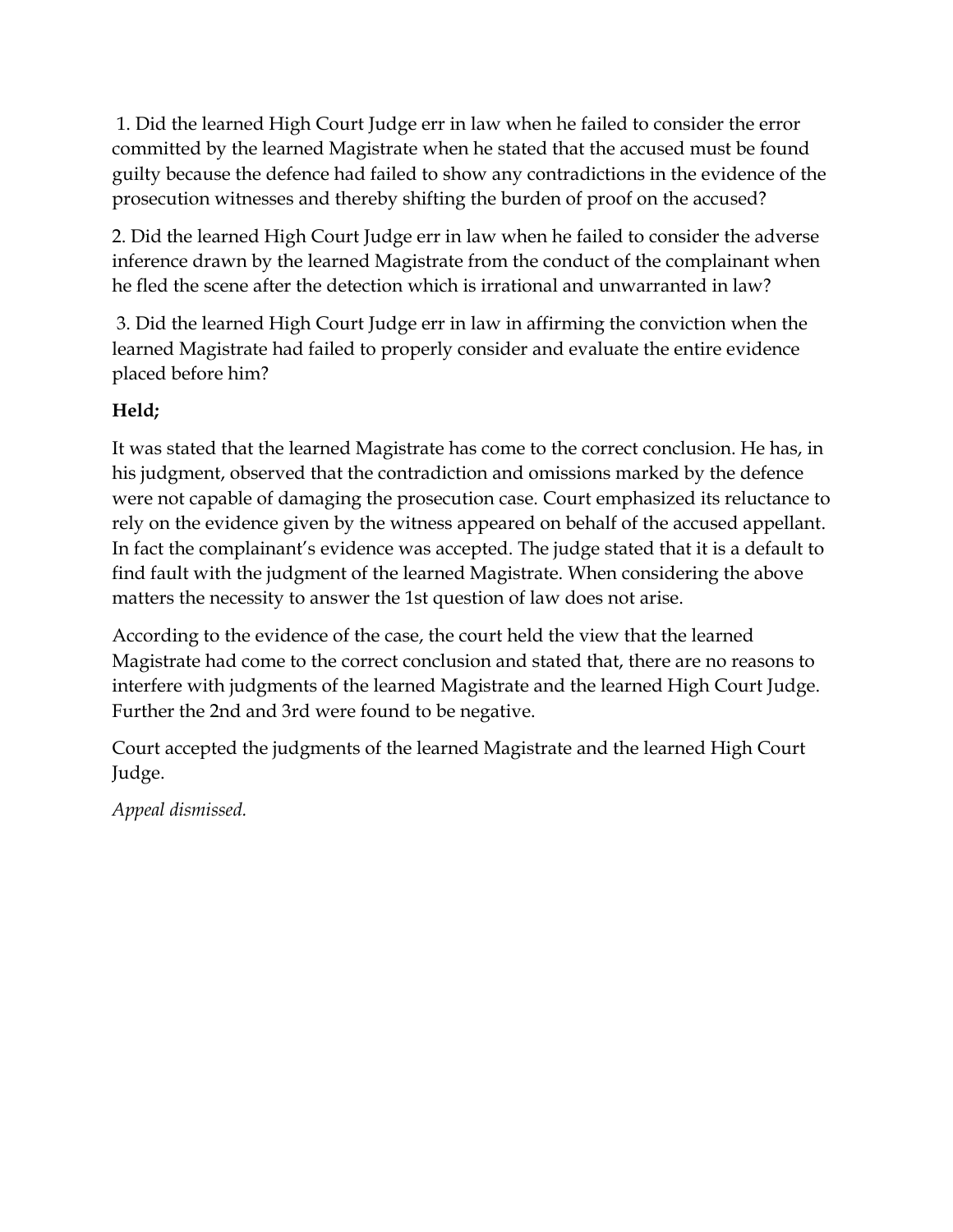1. Did the learned High Court Judge err in law when he failed to consider the error committed by the learned Magistrate when he stated that the accused must be found guilty because the defence had failed to show any contradictions in the evidence of the prosecution witnesses and thereby shifting the burden of proof on the accused?

2. Did the learned High Court Judge err in law when he failed to consider the adverse inference drawn by the learned Magistrate from the conduct of the complainant when he fled the scene after the detection which is irrational and unwarranted in law?

3. Did the learned High Court Judge err in law in affirming the conviction when the learned Magistrate had failed to properly consider and evaluate the entire evidence placed before him?

**Held;**

It was stated that the learned Magistrate has come to the correct conclusion. He has, in his judgment, observed that the contradiction and omissions marked by the defence were not capable of damaging the prosecution case. Court emphasized its reluctance to rely on the evidence given by the witness appeared on behalf of the accused appellant. In fact the complainant's evidence was accepted. The judge stated that it is a default to find fault with the judgment of the learned Magistrate. When considering the above matters the necessity to answer the 1st question of law does not arise.

According to the evidence of the case, the court held the view that the learned Magistrate had come to the correct conclusion and stated that, there are no reasons to interfere with judgments of the learned Magistrate and the learned High Court Judge. Further the 2nd and 3rd were found to be negative.

Court accepted the judgments of the learned Magistrate and the learned High Court Judge.

*Appeal dismissed.*